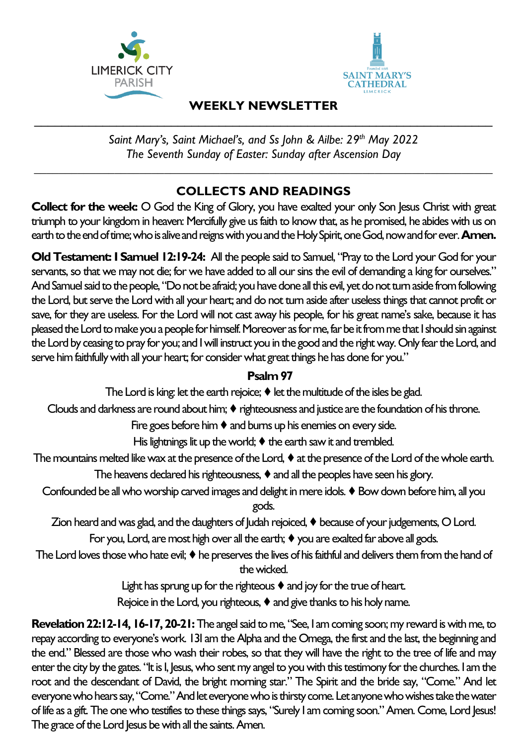LIMERICK CITY PARISH

SAINT MARY'S CATHEDRAL LIMERICK

# WEEKLY NEWSLETTER

---

*Saint Mary's, Saint Michael's, and Ss John & Ailbe: 29th May 2022*
*The Seventh Sunday of Easter: Sunday after Ascension Day*

---

## COLLECTS AND READINGS

**Collect for the week:** O God the King of Glory, you have exalted your only Son Jesus Christ with great triumph to your kingdom in heaven: Mercifully give us faith to know that, as he promised, he abides with us on earth to the end of time; who is alive and reigns with you and the Holy Spirit, one God, now and for ever. **Amen.**

**Old Testament: I Samuel 12:19-24:** All the people said to Samuel, "Pray to the Lord your God for your servants, so that we may not die; for we have added to all our sins the evil of demanding a king for ourselves." And Samuel said to the people, "Do not be afraid; you have done all this evil, yet do not turn aside from following the Lord, but serve the Lord with all your heart; and do not turn aside after useless things that cannot profit or save, for they are useless. For the Lord will not cast away his people, for his great name's sake, because it has pleased the Lord to make you a people for himself. Moreover as for me, far be it from me that I should sin against the Lord by ceasing to pray for you; and I will instruct you in the good and the right way. Only fear the Lord, and serve him faithfully with all your heart; for consider what great things he has done for you."

**Psalm 97**

The Lord is king: let the earth rejoice; ♦ let the multitude of the isles be glad.
Clouds and darkness are round about him; ♦ righteousness and justice are the foundation of his throne.
Fire goes before him ♦ and burns up his enemies on every side.
His lightnings lit up the world; ♦ the earth saw it and trembled.
The mountains melted like wax at the presence of the Lord, ♦ at the presence of the Lord of the whole earth.
The heavens declared his righteousness, ♦ and all the peoples have seen his glory.
Confounded be all who worship carved images and delight in mere idols. ♦ Bow down before him, all you gods.
Zion heard and was glad, and the daughters of Judah rejoiced, ♦ because of your judgements, O Lord.
For you, Lord, are most high over all the earth; ♦ you are exalted far above all gods.
The Lord loves those who hate evil; ♦ he preserves the lives of his faithful and delivers them from the hand of the wicked.
Light has sprung up for the righteous ♦ and joy for the true of heart.
Rejoice in the Lord, you righteous, ♦ and give thanks to his holy name.

**Revelation 22:12-14, 16-17, 20-21:** The angel said to me, "See, I am coming soon; my reward is with me, to repay according to everyone's work. 13I am the Alpha and the Omega, the first and the last, the beginning and the end." Blessed are those who wash their robes, so that they will have the right to the tree of life and may enter the city by the gates. "It is I, Jesus, who sent my angel to you with this testimony for the churches. I am the root and the descendant of David, the bright morning star." The Spirit and the bride say, "Come." And let everyone who hears say, "Come." And let everyone who is thirsty come. Let anyone who wishes take the water of life as a gift. The one who testifies to these things says, "Surely I am coming soon." Amen. Come, Lord Jesus! The grace of the Lord Jesus be with all the saints. Amen.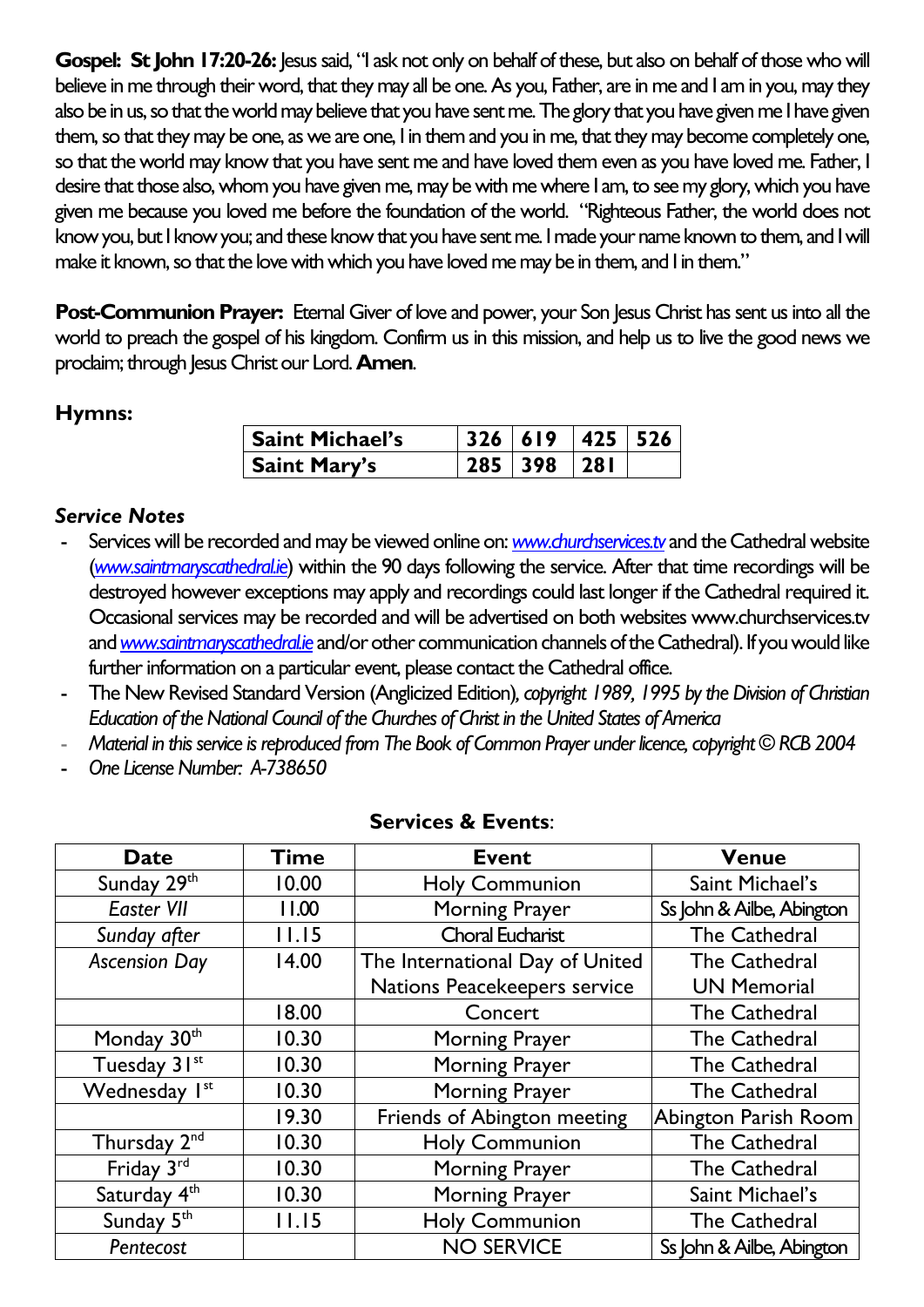**Gospel: St John 17:20-26:** Jesus said, "I ask not only on behalf of these, but also on behalf of those who will believe in me through their word, that they may all be one. As you, Father, are in me and I am in you, may they also be in us, so that the world may believe that you have sent me. The glory that you have given me I have given them, so that they may be one, as we are one, I in them and you in me, that they may become completely one, so that the world may know that you have sent me and have loved them even as you have loved me. Father, I desire that those also, whom you have given me, may be with me where I am, to see my glory, which you have given me because you loved me before the foundation of the world. "Righteous Father, the world does not know you, but I know you; and these know that you have sent me. I made your name known to them, and I will make it known, so that the love with which you have loved me may be in them, and I in them."

**Post-Communion Prayer:** Eternal Giver of love and power, your Son Jesus Christ has sent us into all the world to preach the gospel of his kingdom. Confirm us in this mission, and help us to live the good news we proclaim; through Jesus Christ our Lord. **Amen**.

### Hymns:

| | | | | |
|---|---|---|---|---|
| **Saint Michael's** | **326** | **619** | **425** | **526** |
| **Saint Mary's** | **285** | **398** | **281** | |

### *Service Notes*

- Services will be recorded and may be viewed online on: [www.churchservices.tv](www.churchservices.tv) and the Cathedral website ([www.saintmaryscathedral.ie](www.saintmaryscathedral.ie)) within the 90 days following the service. After that time recordings will be destroyed however exceptions may apply and recordings could last longer if the Cathedral required it. Occasional services may be recorded and will be advertised on both websites www.churchservices.tv and [www.saintmaryscathedral.ie](www.saintmaryscathedral.ie) and/or other communication channels of the Cathedral). If you would like further information on a particular event, please contact the Cathedral office.
- The New Revised Standard Version (Anglicized Edition), *copyright 1989, 1995 by the Division of Christian Education of the National Council of the Churches of Christ in the United States of America*
- *Material in this service is reproduced from The Book of Common Prayer under licence, copyright © RCB 2004*
- *One License Number: A-738650*

**Services & Events**:

| Date | Time | Event | Venue |
|---|---|---|---|
| Sunday 29th | 10.00 | Holy Communion | Saint Michael's |
| *Easter VII* | 11.00 | Morning Prayer | Ss John & Ailbe, Abington |
| *Sunday after* | 11.15 | Choral Eucharist | The Cathedral |
| *Ascension Day* | 14.00 | The International Day of United Nations Peacekeepers service | The Cathedral UN Memorial |
| | 18.00 | Concert | The Cathedral |
| Monday 30th | 10.30 | Morning Prayer | The Cathedral |
| Tuesday 31st | 10.30 | Morning Prayer | The Cathedral |
| Wednesday 1st | 10.30 | Morning Prayer | The Cathedral |
| | 19.30 | Friends of Abington meeting | Abington Parish Room |
| Thursday 2nd | 10.30 | Holy Communion | The Cathedral |
| Friday 3rd | 10.30 | Morning Prayer | The Cathedral |
| Saturday 4th | 10.30 | Morning Prayer | Saint Michael's |
| Sunday 5th | 11.15 | Holy Communion | The Cathedral |
| *Pentecost* | | NO SERVICE | Ss John & Ailbe, Abington |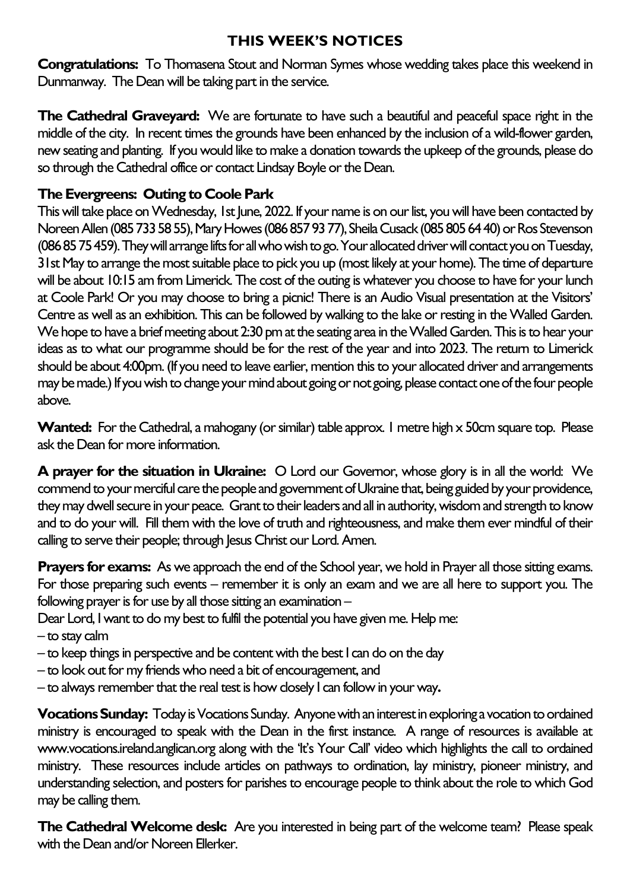## THIS WEEK'S NOTICES

**Congratulations:** To Thomasena Stout and Norman Symes whose wedding takes place this weekend in Dunmanway. The Dean will be taking part in the service.

**The Cathedral Graveyard:** We are fortunate to have such a beautiful and peaceful space right in the middle of the city. In recent times the grounds have been enhanced by the inclusion of a wild-flower garden, new seating and planting. If you would like to make a donation towards the upkeep of the grounds, please do so through the Cathedral office or contact Lindsay Boyle or the Dean.

**The Evergreens: Outing to Coole Park**
This will take place on Wednesday, 1st June, 2022. If your name is on our list, you will have been contacted by Noreen Allen (085 733 58 55), Mary Howes (086 857 93 77), Sheila Cusack (085 805 64 40) or Ros Stevenson (086 85 75 459). They will arrange lifts for all who wish to go. Your allocated driver will contact you on Tuesday, 31st May to arrange the most suitable place to pick you up (most likely at your home). The time of departure will be about 10:15 am from Limerick. The cost of the outing is whatever you choose to have for your lunch at Coole Park! Or you may choose to bring a picnic! There is an Audio Visual presentation at the Visitors' Centre as well as an exhibition. This can be followed by walking to the lake or resting in the Walled Garden. We hope to have a brief meeting about 2:30 pm at the seating area in the Walled Garden. This is to hear your ideas as to what our programme should be for the rest of the year and into 2023. The return to Limerick should be about 4:00pm. (If you need to leave earlier, mention this to your allocated driver and arrangements may be made.) If you wish to change your mind about going or not going, please contact one of the four people above.

**Wanted:** For the Cathedral, a mahogany (or similar) table approx. 1 metre high x 50cm square top. Please ask the Dean for more information.

**A prayer for the situation in Ukraine:** O Lord our Governor, whose glory is in all the world: We commend to your merciful care the people and government of Ukraine that, being guided by your providence, they may dwell secure in your peace. Grant to their leaders and all in authority, wisdom and strength to know and to do your will. Fill them with the love of truth and righteousness, and make them ever mindful of their calling to serve their people; through Jesus Christ our Lord. Amen.

**Prayers for exams:** As we approach the end of the School year, we hold in Prayer all those sitting exams. For those preparing such events – remember it is only an exam and we are all here to support you. The following prayer is for use by all those sitting an examination –
Dear Lord, I want to do my best to fulfil the potential you have given me. Help me:
– to stay calm
– to keep things in perspective and be content with the best I can do on the day
– to look out for my friends who need a bit of encouragement, and
– to always remember that the real test is how closely I can follow in your way**.**

**Vocations Sunday:** Today is Vocations Sunday. Anyone with an interest in exploring a vocation to ordained ministry is encouraged to speak with the Dean in the first instance. A range of resources is available at www.vocations.ireland.anglican.org along with the 'It's Your Call' video which highlights the call to ordained ministry. These resources include articles on pathways to ordination, lay ministry, pioneer ministry, and understanding selection, and posters for parishes to encourage people to think about the role to which God may be calling them.

**The Cathedral Welcome desk:** Are you interested in being part of the welcome team? Please speak with the Dean and/or Noreen Ellerker.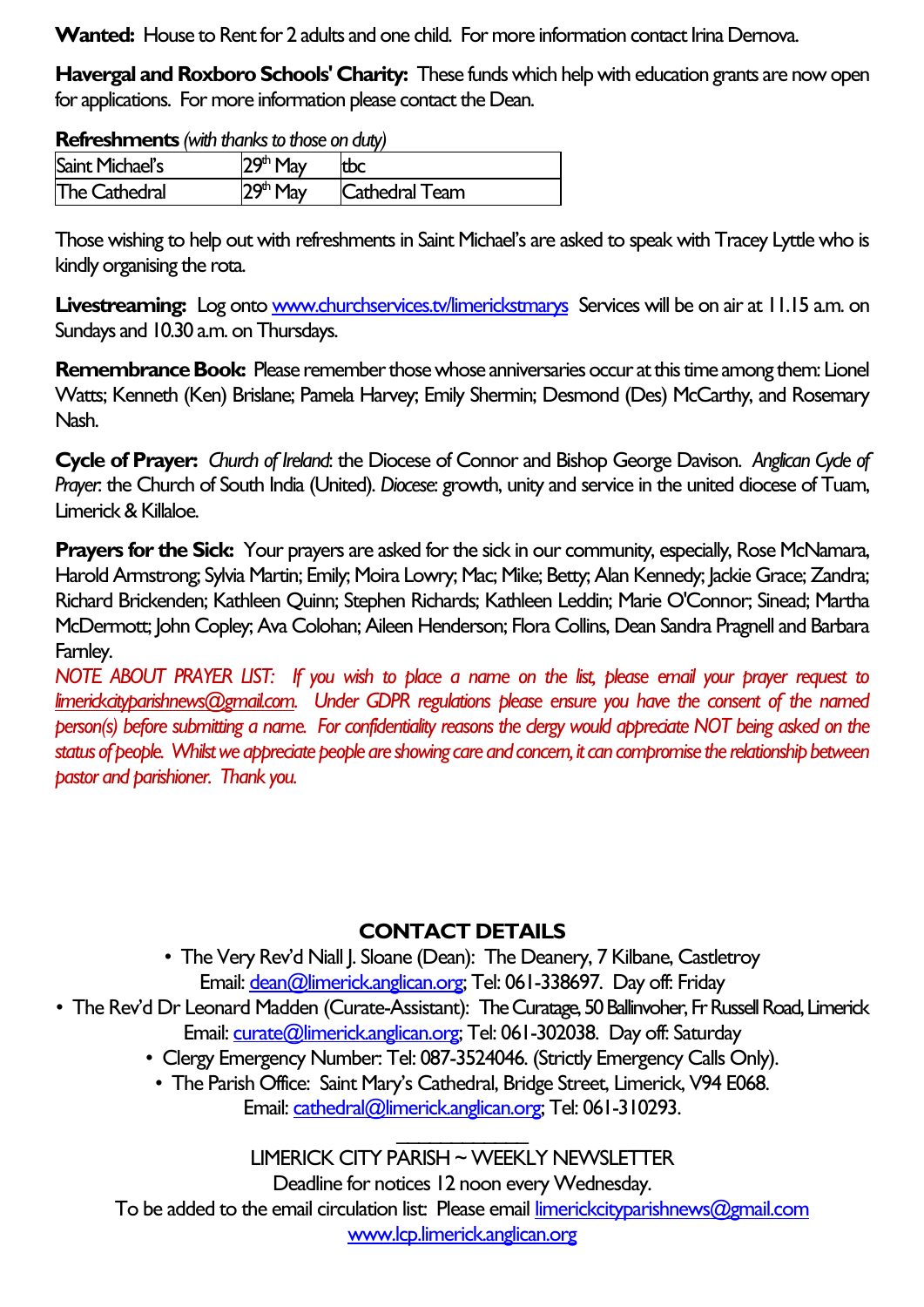**Wanted:** House to Rent for 2 adults and one child. For more information contact Irina Dernova.

**Havergal and Roxboro Schools' Charity:** These funds which help with education grants are now open for applications. For more information please contact the Dean.

**Refreshments** *(with thanks to those on duty)*

| | | |
|---|---|---|
| Saint Michael's | 29th May | tbc |
| The Cathedral | 29th May | Cathedral Team |

Those wishing to help out with refreshments in Saint Michael's are asked to speak with Tracey Lyttle who is kindly organising the rota.

**Livestreaming:** Log onto www.churchservices.tv/limerickstmarys Services will be on air at 11.15 a.m. on Sundays and 10.30 a.m. on Thursdays.

**Remembrance Book:** Please remember those whose anniversaries occur at this time among them: Lionel Watts; Kenneth (Ken) Brislane; Pamela Harvey; Emily Shermin; Desmond (Des) McCarthy, and Rosemary Nash.

**Cycle of Prayer:** *Church of Ireland*: the Diocese of Connor and Bishop George Davison. *Anglican Cycle of Prayer*: the Church of South India (United). *Diocese*: growth, unity and service in the united diocese of Tuam, Limerick & Killaloe.

**Prayers for the Sick:** Your prayers are asked for the sick in our community, especially, Rose McNamara, Harold Armstrong; Sylvia Martin; Emily; Moira Lowry; Mac; Mike; Betty; Alan Kennedy; Jackie Grace; Zandra; Richard Brickenden; Kathleen Quinn; Stephen Richards; Kathleen Leddin; Marie O'Connor; Sinead; Martha McDermott; John Copley; Ava Colohan; Aileen Henderson; Flora Collins, Dean Sandra Pragnell and Barbara Farnley.

*NOTE ABOUT PRAYER LIST: If you wish to place a name on the list, please email your prayer request to limerickcityparishnews@gmail.com. Under GDPR regulations please ensure you have the consent of the named person(s) before submitting a name. For confidentiality reasons the clergy would appreciate NOT being asked on the status of people. Whilst we appreciate people are showing care and concern, it can compromise the relationship between pastor and parishioner. Thank you.*

## CONTACT DETAILS

- The Very Rev'd Niall J. Sloane (Dean): The Deanery, 7 Kilbane, Castletroy
  Email: dean@limerick.anglican.org; Tel: 061-338697. Day off: Friday
- The Rev'd Dr Leonard Madden (Curate-Assistant): The Curatage, 50 Ballinvoher, Fr Russell Road, Limerick
  Email: curate@limerick.anglican.org; Tel: 061-302038. Day off: Saturday
- Clergy Emergency Number: Tel: 087-3524046. (Strictly Emergency Calls Only).
- The Parish Office: Saint Mary's Cathedral, Bridge Street, Limerick, V94 E068.
  Email: cathedral@limerick.anglican.org; Tel: 061-310293.

\_\_\_\_\_\_\_\_\_\_\_\_\_\_\_

LIMERICK CITY PARISH ~ WEEKLY NEWSLETTER

Deadline for notices 12 noon every Wednesday.

To be added to the email circulation list: Please email limerickcityparishnews@gmail.com

www.lcp.limerick.anglican.org